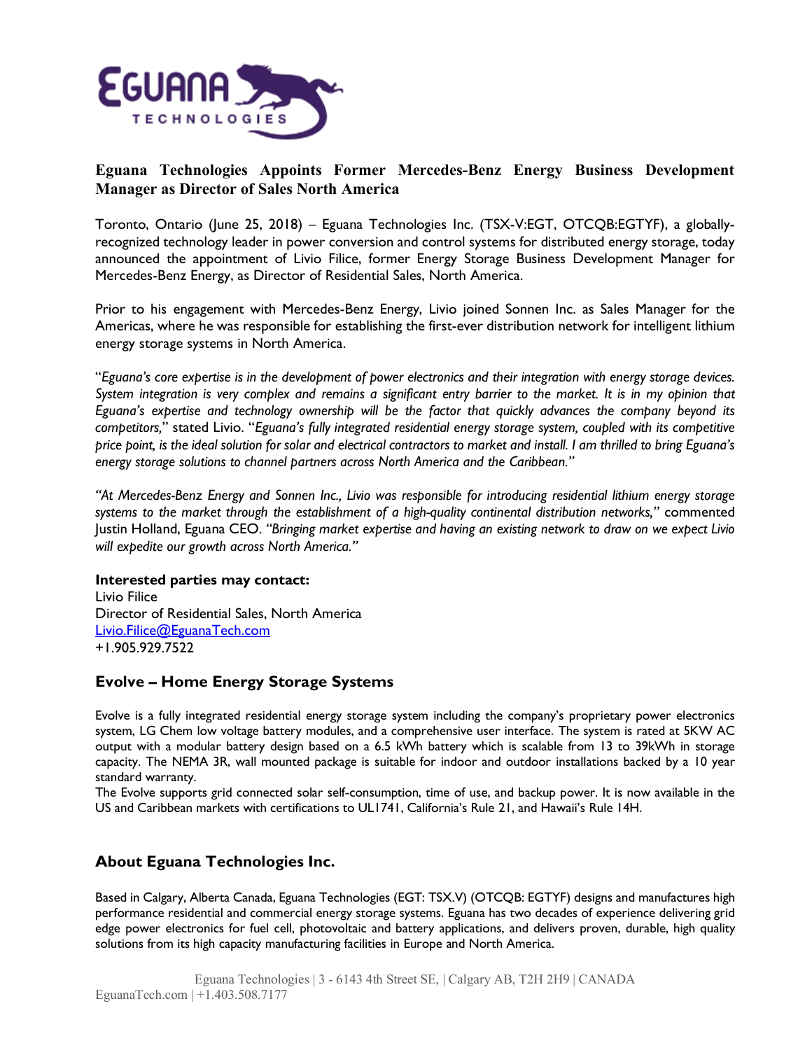# Eguana Technologies Appoints Former Mercedes-Benz Energy Business Development Manager as Director of Sales North America

Toronto, Ontario (June 25, 2018) – Eguana Technologies Inc. (TSX-V:EGT, OTCQB:EGTYF), a globally-recognized technology leader in power conversion and control systems for distributed energy storage, today announced the appointment of Livio Filice, former Energy Storage Business Development Manager for Mercedes-Benz Energy, as Director of Residential Sales, North America.

Prior to his engagement with Mercedes-Benz Energy, Livio joined Sonnen Inc. as Sales Manager for the Americas, where he was responsible for establishing the first-ever distribution network for intelligent lithium energy storage systems in North America.

"*Eguana's core expertise is in the development of power electronics and their integration with energy storage devices. System integration is very complex and remains a significant entry barrier to the market. It is in my opinion that Eguana's expertise and technology ownership will be the factor that quickly advances the company beyond its competitors,*" stated Livio. "*Eguana's fully integrated residential energy storage system, coupled with its competitive price point, is the ideal solution for solar and electrical contractors to market and install. I am thrilled to bring Eguana's energy storage solutions to channel partners across North America and the Caribbean.*"

*"At Mercedes-Benz Energy and Sonnen Inc., Livio was responsible for introducing residential lithium energy storage systems to the market through the establishment of a high-quality continental distribution networks,"* commented Justin Holland, Eguana CEO. *"Bringing market expertise and having an existing network to draw on we expect Livio will expedite our growth across North America."*

**Interested parties may contact:**
Livio Filice
Director of Residential Sales, North America
Livio.Filice@EguanaTech.com
+1.905.929.7522

## Evolve – Home Energy Storage Systems

Evolve is a fully integrated residential energy storage system including the company's proprietary power electronics system, LG Chem low voltage battery modules, and a comprehensive user interface. The system is rated at 5KW AC output with a modular battery design based on a 6.5 kWh battery which is scalable from 13 to 39kWh in storage capacity. The NEMA 3R, wall mounted package is suitable for indoor and outdoor installations backed by a 10 year standard warranty.

The Evolve supports grid connected solar self-consumption, time of use, and backup power. It is now available in the US and Caribbean markets with certifications to UL1741, California's Rule 21, and Hawaii's Rule 14H.

## About Eguana Technologies Inc.

Based in Calgary, Alberta Canada, Eguana Technologies (EGT: TSX.V) (OTCQB: EGTYF) designs and manufactures high performance residential and commercial energy storage systems. Eguana has two decades of experience delivering grid edge power electronics for fuel cell, photovoltaic and battery applications, and delivers proven, durable, high quality solutions from its high capacity manufacturing facilities in Europe and North America.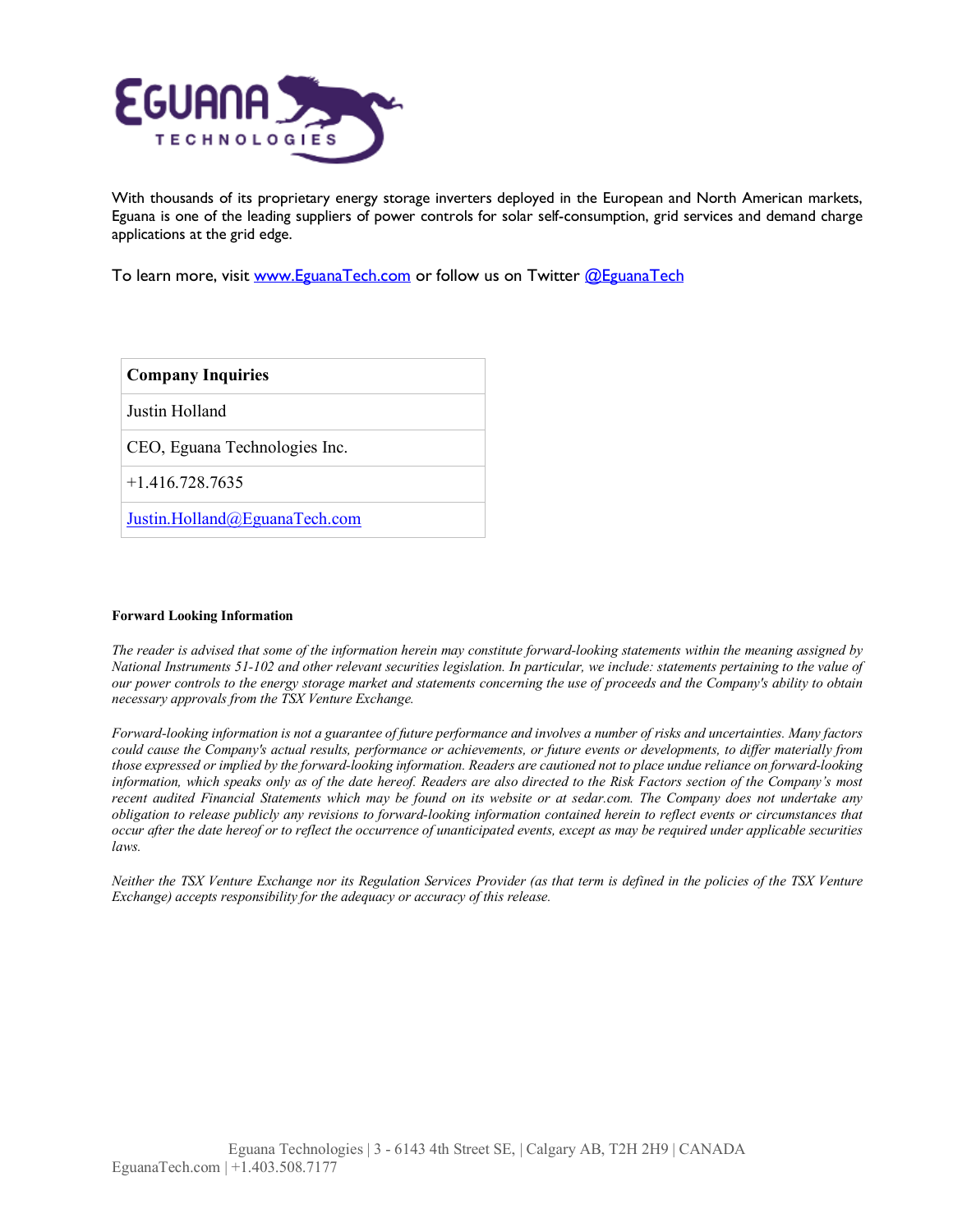With thousands of its proprietary energy storage inverters deployed in the European and North American markets, Eguana is one of the leading suppliers of power controls for solar self-consumption, grid services and demand charge applications at the grid edge.

To learn more, visit [www.EguanaTech.com](http://www.EguanaTech.com) or follow us on Twitter [@EguanaTech](https://twitter.com/EguanaTech)

| **Company Inquiries** |
| --- |
| Justin Holland |
| CEO, Eguana Technologies Inc. |
| +1.416.728.7635 |
| [Justin.Holland@EguanaTech.com](mailto:Justin.Holland@EguanaTech.com) |

**Forward Looking Information**

*The reader is advised that some of the information herein may constitute forward-looking statements within the meaning assigned by National Instruments 51-102 and other relevant securities legislation. In particular, we include: statements pertaining to the value of our power controls to the energy storage market and statements concerning the use of proceeds and the Company's ability to obtain necessary approvals from the TSX Venture Exchange.*

*Forward-looking information is not a guarantee of future performance and involves a number of risks and uncertainties. Many factors could cause the Company's actual results, performance or achievements, or future events or developments, to differ materially from those expressed or implied by the forward-looking information. Readers are cautioned not to place undue reliance on forward-looking information, which speaks only as of the date hereof. Readers are also directed to the Risk Factors section of the Company's most recent audited Financial Statements which may be found on its website or at sedar.com. The Company does not undertake any obligation to release publicly any revisions to forward-looking information contained herein to reflect events or circumstances that occur after the date hereof or to reflect the occurrence of unanticipated events, except as may be required under applicable securities laws.*

*Neither the TSX Venture Exchange nor its Regulation Services Provider (as that term is defined in the policies of the TSX Venture Exchange) accepts responsibility for the adequacy or accuracy of this release.*

Eguana Technologies | 3 - 6143 4th Street SE, | Calgary AB, T2H 2H9 | CANADA
EguanaTech.com | +1.403.508.7177